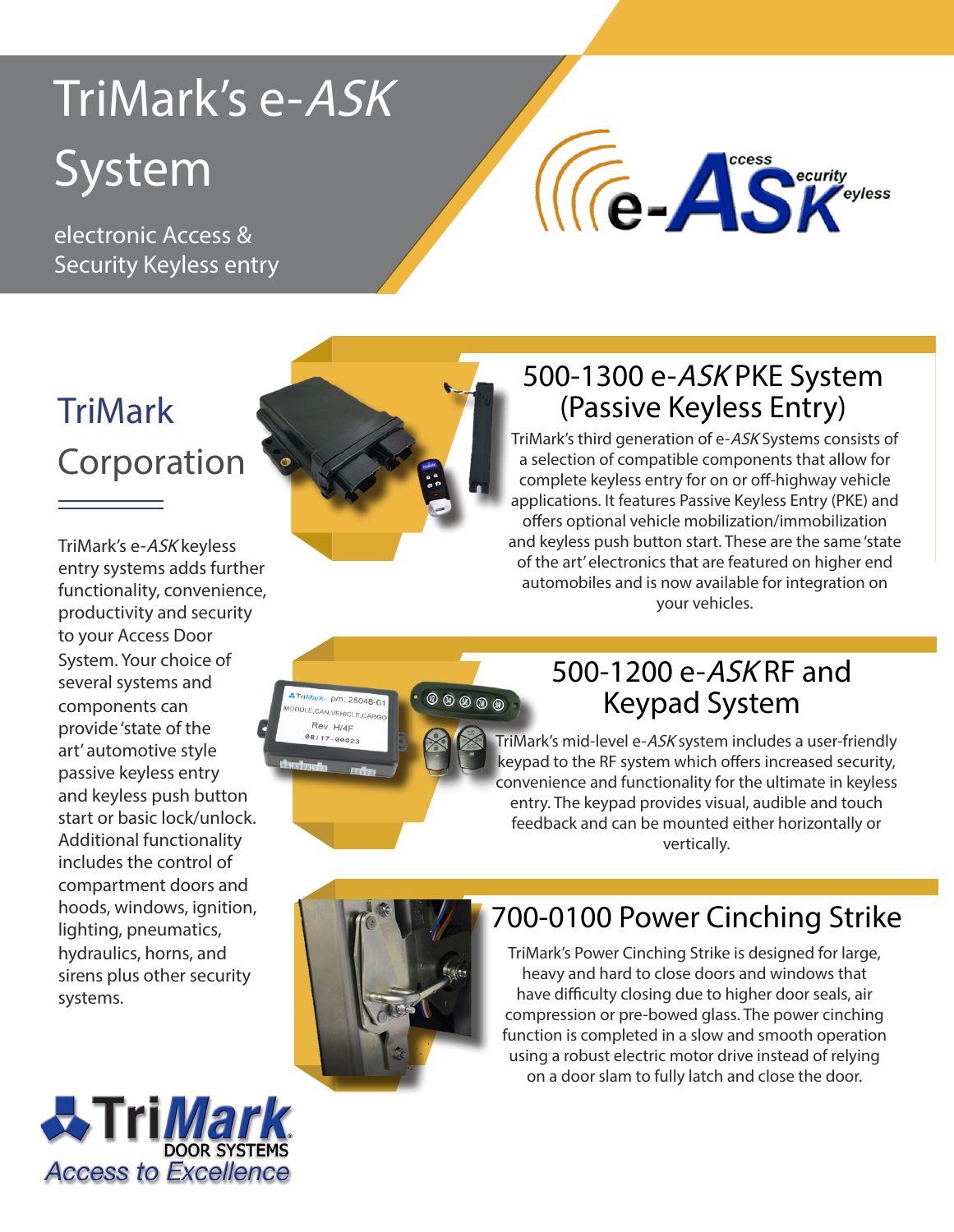# TriMark's e-*ASK* System

electronic Access & Security Keyless entry

## TriMark Corporation

TriMark's e-*ASK* keyless entry systems adds further functionality, convenience, productivity and security to your Access Door System. Your choice of several systems and components can provide 'state of the art' automotive style passive keyless entry and keyless push button start or basic lock/unlock. Additional functionality includes the control of compartment doors and hoods, windows, ignition, lighting, pneumatics, hydraulics, horns, and sirens plus other security systems.

## 500-1300 e-*ASK* PKE System (Passive Keyless Entry)

TriMark's third generation of e-*ASK* Systems consists of a selection of compatible components that allow for complete keyless entry for on or off-highway vehicle applications. It features Passive Keyless Entry (PKE) and offers optional vehicle mobilization/immobilization and keyless push button start. These are the same 'state of the art' electronics that are featured on higher end automobiles and is now available for integration on your vehicles.

## 500-1200 e-*ASK* RF and Keypad System

TriMark's mid-level e-*ASK* system includes a user-friendly keypad to the RF system which offers increased security, convenience and functionality for the ultimate in keyless entry. The keypad provides visual, audible and touch feedback and can be mounted either horizontally or vertically.

## 700-0100 Power Cinching Strike

TriMark's Power Cinching Strike is designed for large, heavy and hard to close doors and windows that have difficulty closing due to higher door seals, air compression or pre-bowed glass. The power cinching function is completed in a slow and smooth operation using a robust electric motor drive instead of relying on a door slam to fully latch and close the door.

TriMark DOOR SYSTEMS
Access to Excellence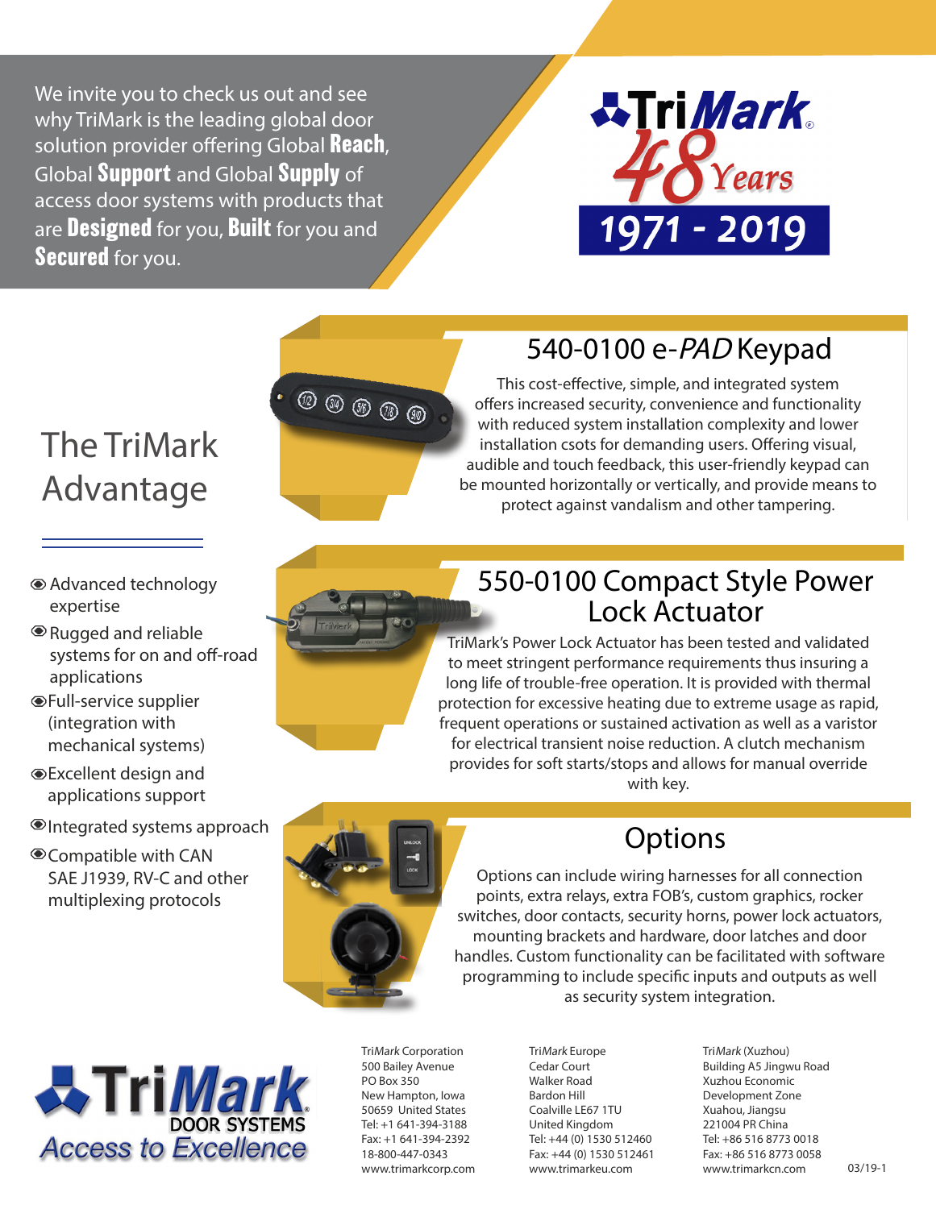We invite you to check us out and see why TriMark is the leading global door solution provider offering Global **Reach**, Global **Support** and Global **Supply** of access door systems with products that are **Designed** for you, **Built** for you and **Secured** for you.

TriMark®
48 Years
1971 - 2019

# The TriMark Advantage

- Advanced technology expertise
- Rugged and reliable systems for on and off-road applications
- Full-service supplier (integration with mechanical systems)
- Excellent design and applications support
- Integrated systems approach
- Compatible with CAN SAE J1939, RV-C and other multiplexing protocols

## 540-0100 e-*PAD* Keypad

This cost-effective, simple, and integrated system offers increased security, convenience and functionality with reduced system installation complexity and lower installation csots for demanding users. Offering visual, audible and touch feedback, this user-friendly keypad can be mounted horizontally or vertically, and provide means to protect against vandalism and other tampering.

## 550-0100 Compact Style Power Lock Actuator

TriMark's Power Lock Actuator has been tested and validated to meet stringent performance requirements thus insuring a long life of trouble-free operation. It is provided with thermal protection for excessive heating due to extreme usage as rapid, frequent operations or sustained activation as well as a varistor for electrical transient noise reduction. A clutch mechanism provides for soft starts/stops and allows for manual override with key.

## Options

Options can include wiring harnesses for all connection points, extra relays, extra FOB's, custom graphics, rocker switches, door contacts, security horns, power lock actuators, mounting brackets and hardware, door latches and door handles. Custom functionality can be facilitated with software programming to include specific inputs and outputs as well as security system integration.

TriMark® DOOR SYSTEMS
*Access to Excellence*

Tri*Mark* Corporation
500 Bailey Avenue
PO Box 350
New Hampton, Iowa
50659 United States
Tel: +1 641-394-3188
Fax: +1 641-394-2392
18-800-447-0343
www.trimarkcorp.com

Tri*Mark* Europe
Cedar Court
Walker Road
Bardon Hill
Coalville LE67 1TU
United Kingdom
Tel: +44 (0) 1530 512460
Fax: +44 (0) 1530 512461
www.trimarkeu.com

Tri*Mark* (Xuzhou)
Building A5 Jingwu Road
Xuzhou Economic
Development Zone
Xuahou, Jiangsu
221004 PR China
Tel: +86 516 8773 0018
Fax: +86 516 8773 0058
www.trimarkcn.com

03/19-1